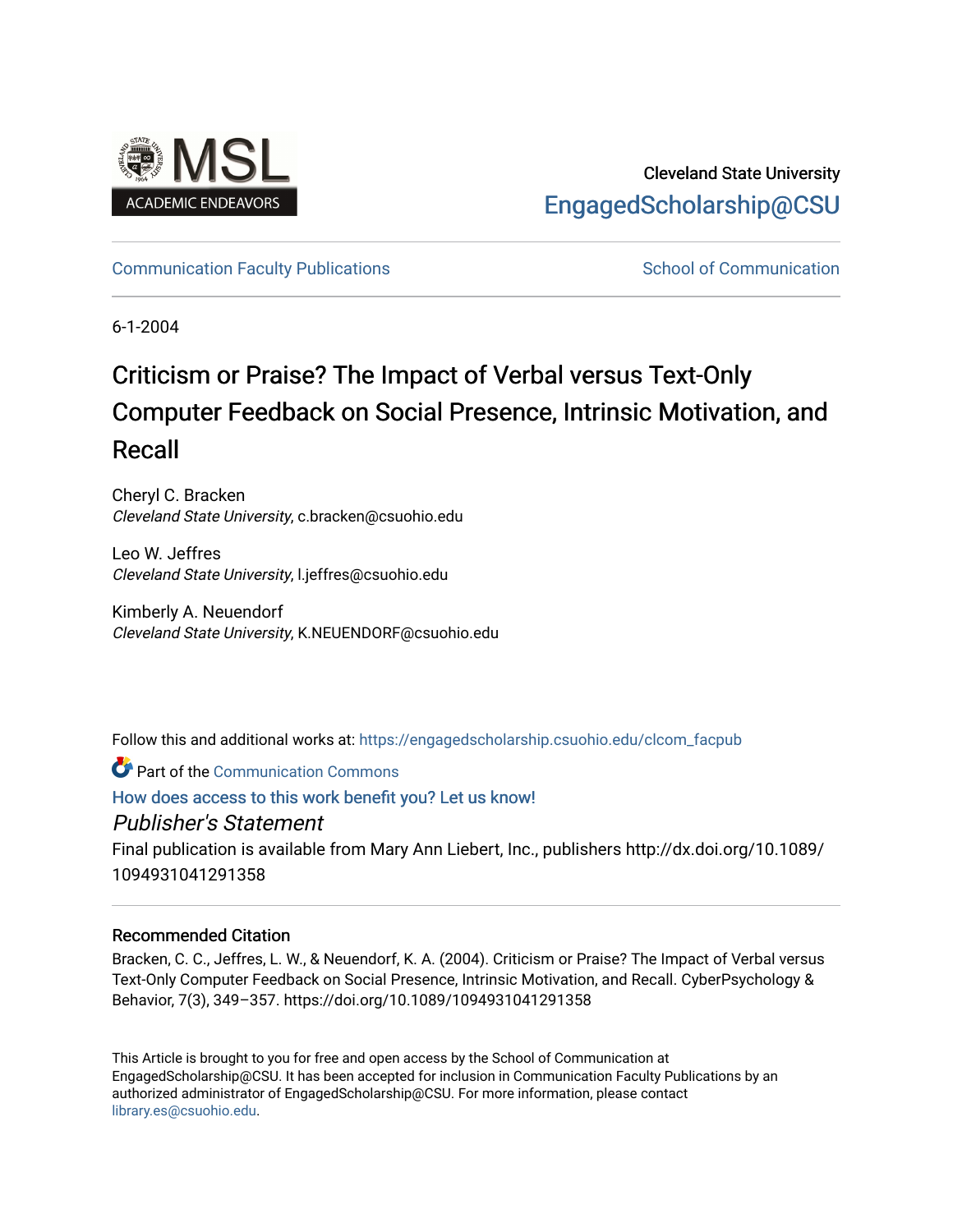Cleveland State University

EngagedScholarship@CSU

Communication Faculty Publications

School of Communication

6-1-2004

# Criticism or Praise? The Impact of Verbal versus Text-Only Computer Feedback on Social Presence, Intrinsic Motivation, and Recall

Cheryl C. Bracken
*Cleveland State University*, c.bracken@csuohio.edu

Leo W. Jeffres
*Cleveland State University*, l.jeffres@csuohio.edu

Kimberly A. Neuendorf
*Cleveland State University*, K.NEUENDORF@csuohio.edu

Follow this and additional works at: https://engagedscholarship.csuohio.edu/clcom_facpub

Part of the Communication Commons

How does access to this work benefit you? Let us know!

*Publisher's Statement*

Final publication is available from Mary Ann Liebert, Inc., publishers http://dx.doi.org/10.1089/1094931041291358

### Recommended Citation

Bracken, C. C., Jeffres, L. W., & Neuendorf, K. A. (2004). Criticism or Praise? The Impact of Verbal versus Text-Only Computer Feedback on Social Presence, Intrinsic Motivation, and Recall. CyberPsychology & Behavior, 7(3), 349–357. https://doi.org/10.1089/1094931041291358

This Article is brought to you for free and open access by the School of Communication at EngagedScholarship@CSU. It has been accepted for inclusion in Communication Faculty Publications by an authorized administrator of EngagedScholarship@CSU. For more information, please contact library.es@csuohio.edu.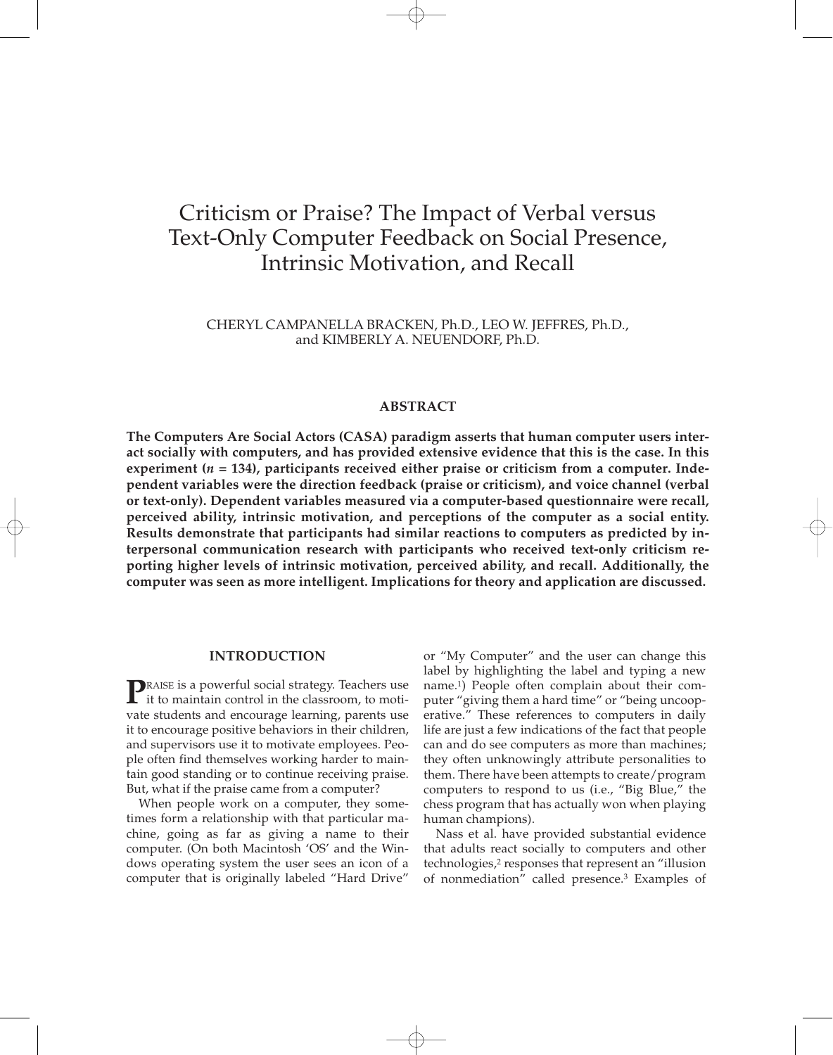# Criticism or Praise? The Impact of Verbal versus Text-Only Computer Feedback on Social Presence, Intrinsic Motivation, and Recall

CHERYL CAMPANELLA BRACKEN, Ph.D., LEO W. JEFFRES, Ph.D., and KIMBERLY A. NEUENDORF, Ph.D.

## ABSTRACT

**The Computers Are Social Actors (CASA) paradigm asserts that human computer users interact socially with computers, and has provided extensive evidence that this is the case. In this experiment (*n* = 134), participants received either praise or criticism from a computer. Independent variables were the direction feedback (praise or criticism), and voice channel (verbal or text-only). Dependent variables measured via a computer-based questionnaire were recall, perceived ability, intrinsic motivation, and perceptions of the computer as a social entity. Results demonstrate that participants had similar reactions to computers as predicted by interpersonal communication research with participants who received text-only criticism reporting higher levels of intrinsic motivation, perceived ability, and recall. Additionally, the computer was seen as more intelligent. Implications for theory and application are discussed.**

## INTRODUCTION

PRAISE is a powerful social strategy. Teachers use it to maintain control in the classroom, to motivate students and encourage learning, parents use it to encourage positive behaviors in their children, and supervisors use it to motivate employees. People often find themselves working harder to maintain good standing or to continue receiving praise. But, what if the praise came from a computer?

When people work on a computer, they sometimes form a relationship with that particular machine, going as far as giving a name to their computer. (On both Macintosh 'OS' and the Windows operating system the user sees an icon of a computer that is originally labeled "Hard Drive" or "My Computer" and the user can change this label by highlighting the label and typing a new name.[1]) People often complain about their computer "giving them a hard time" or "being uncooperative." These references to computers in daily life are just a few indications of the fact that people can and do see computers as more than machines; they often unknowingly attribute personalities to them. There have been attempts to create/program computers to respond to us (i.e., "Big Blue," the chess program that has actually won when playing human champions).

Nass et al. have provided substantial evidence that adults react socially to computers and other technologies,[2] responses that represent an "illusion of nonmediation" called presence.[3] Examples of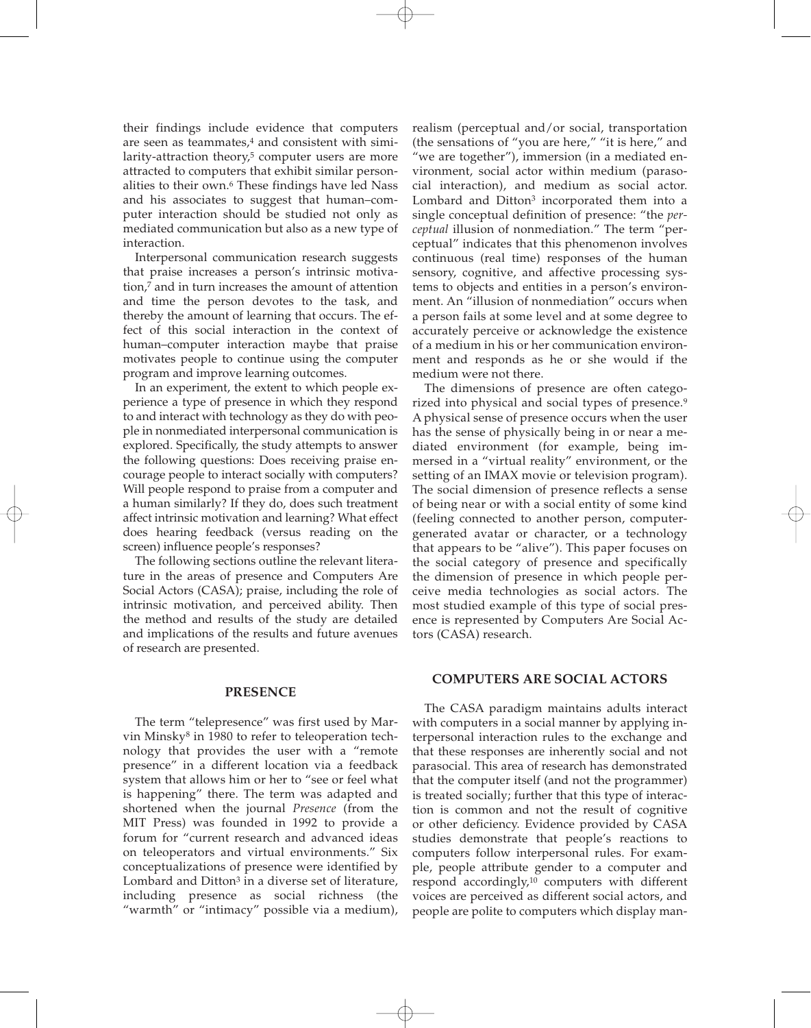their findings include evidence that computers are seen as teammates,[4] and consistent with similarity-attraction theory,[5] computer users are more attracted to computers that exhibit similar personalities to their own.[6] These findings have led Nass and his associates to suggest that human–computer interaction should be studied not only as mediated communication but also as a new type of interaction.

Interpersonal communication research suggests that praise increases a person's intrinsic motivation,[7] and in turn increases the amount of attention and time the person devotes to the task, and thereby the amount of learning that occurs. The effect of this social interaction in the context of human–computer interaction maybe that praise motivates people to continue using the computer program and improve learning outcomes.

In an experiment, the extent to which people experience a type of presence in which they respond to and interact with technology as they do with people in nonmediated interpersonal communication is explored. Specifically, the study attempts to answer the following questions: Does receiving praise encourage people to interact socially with computers? Will people respond to praise from a computer and a human similarly? If they do, does such treatment affect intrinsic motivation and learning? What effect does hearing feedback (versus reading on the screen) influence people's responses?

The following sections outline the relevant literature in the areas of presence and Computers Are Social Actors (CASA); praise, including the role of intrinsic motivation, and perceived ability. Then the method and results of the study are detailed and implications of the results and future avenues of research are presented.

## PRESENCE

The term "telepresence" was first used by Marvin Minsky[8] in 1980 to refer to teleoperation technology that provides the user with a "remote presence" in a different location via a feedback system that allows him or her to "see or feel what is happening" there. The term was adapted and shortened when the journal *Presence* (from the MIT Press) was founded in 1992 to provide a forum for "current research and advanced ideas on teleoperators and virtual environments." Six conceptualizations of presence were identified by Lombard and Ditton[3] in a diverse set of literature, including presence as social richness (the "warmth" or "intimacy" possible via a medium), realism (perceptual and/or social, transportation (the sensations of "you are here," "it is here," and "we are together"), immersion (in a mediated environment, social actor within medium (parasocial interaction), and medium as social actor. Lombard and Ditton[3] incorporated them into a single conceptual definition of presence: "the *perceptual* illusion of nonmediation." The term "perceptual" indicates that this phenomenon involves continuous (real time) responses of the human sensory, cognitive, and affective processing systems to objects and entities in a person's environment. An "illusion of nonmediation" occurs when a person fails at some level and at some degree to accurately perceive or acknowledge the existence of a medium in his or her communication environment and responds as he or she would if the medium were not there.

The dimensions of presence are often categorized into physical and social types of presence.[9] A physical sense of presence occurs when the user has the sense of physically being in or near a mediated environment (for example, being immersed in a "virtual reality" environment, or the setting of an IMAX movie or television program). The social dimension of presence reflects a sense of being near or with a social entity of some kind (feeling connected to another person, computer-generated avatar or character, or a technology that appears to be "alive"). This paper focuses on the social category of presence and specifically the dimension of presence in which people perceive media technologies as social actors. The most studied example of this type of social presence is represented by Computers Are Social Actors (CASA) research.

## COMPUTERS ARE SOCIAL ACTORS

The CASA paradigm maintains adults interact with computers in a social manner by applying interpersonal interaction rules to the exchange and that these responses are inherently social and not parasocial. This area of research has demonstrated that the computer itself (and not the programmer) is treated socially; further that this type of interaction is common and not the result of cognitive or other deficiency. Evidence provided by CASA studies demonstrate that people's reactions to computers follow interpersonal rules. For example, people attribute gender to a computer and respond accordingly,[10] computers with different voices are perceived as different social actors, and people are polite to computers which display man-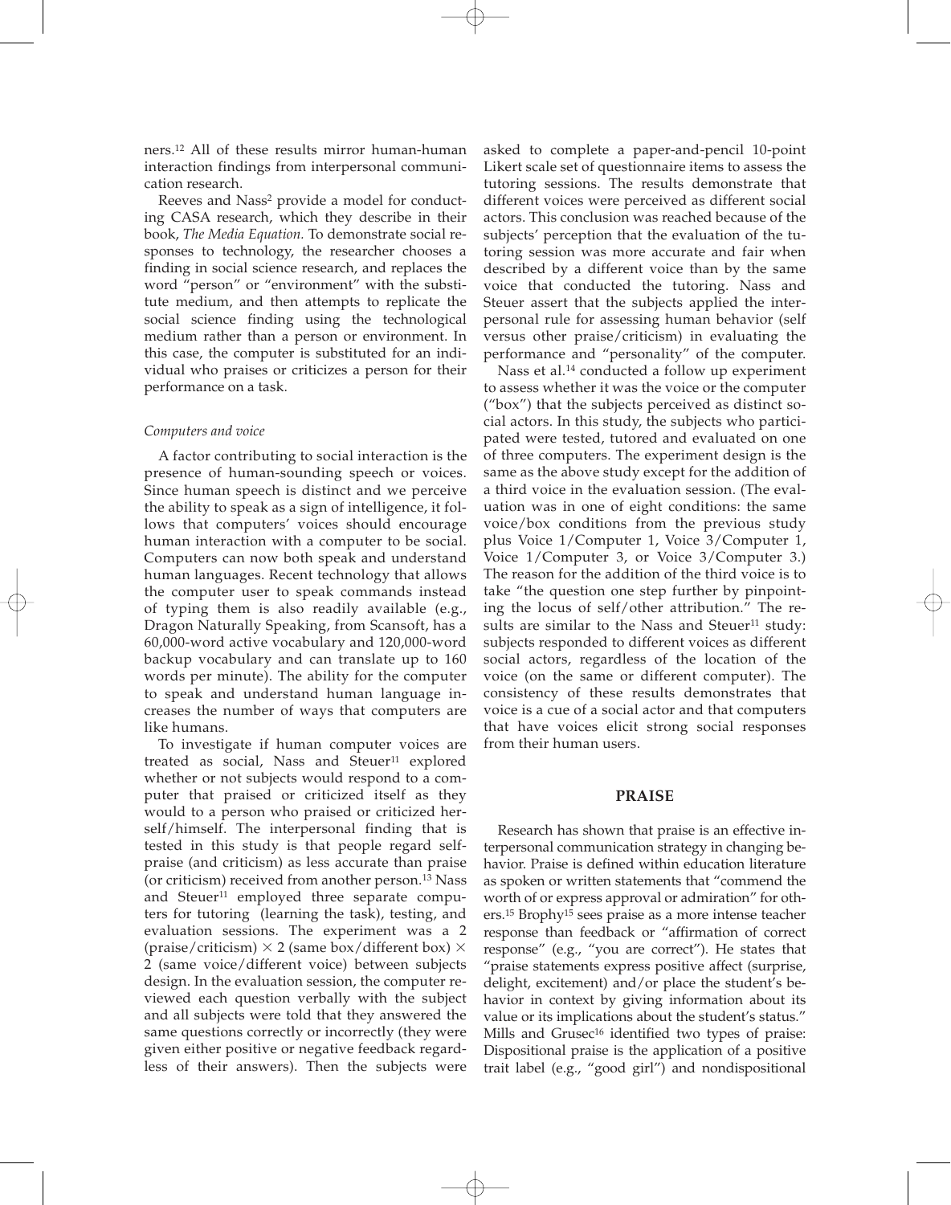ners.[12] All of these results mirror human-human interaction findings from interpersonal communication research.

Reeves and Nass[2] provide a model for conducting CASA research, which they describe in their book, *The Media Equation.* To demonstrate social responses to technology, the researcher chooses a finding in social science research, and replaces the word "person" or "environment" with the substitute medium, and then attempts to replicate the social science finding using the technological medium rather than a person or environment. In this case, the computer is substituted for an individual who praises or criticizes a person for their performance on a task.

### *Computers and voice*

A factor contributing to social interaction is the presence of human-sounding speech or voices. Since human speech is distinct and we perceive the ability to speak as a sign of intelligence, it follows that computers' voices should encourage human interaction with a computer to be social. Computers can now both speak and understand human languages. Recent technology that allows the computer user to speak commands instead of typing them is also readily available (e.g., Dragon Naturally Speaking, from Scansoft, has a 60,000-word active vocabulary and 120,000-word backup vocabulary and can translate up to 160 words per minute). The ability for the computer to speak and understand human language increases the number of ways that computers are like humans.

To investigate if human computer voices are treated as social, Nass and Steuer[11] explored whether or not subjects would respond to a computer that praised or criticized itself as they would to a person who praised or criticized herself/himself. The interpersonal finding that is tested in this study is that people regard self-praise (and criticism) as less accurate than praise (or criticism) received from another person.[13] Nass and Steuer[11] employed three separate computers for tutoring (learning the task), testing, and evaluation sessions. The experiment was a 2 (praise/criticism) × 2 (same box/different box) × 2 (same voice/different voice) between subjects design. In the evaluation session, the computer reviewed each question verbally with the subject and all subjects were told that they answered the same questions correctly or incorrectly (they were given either positive or negative feedback regardless of their answers). Then the subjects were asked to complete a paper-and-pencil 10-point Likert scale set of questionnaire items to assess the tutoring sessions. The results demonstrate that different voices were perceived as different social actors. This conclusion was reached because of the subjects' perception that the evaluation of the tutoring session was more accurate and fair when described by a different voice than by the same voice that conducted the tutoring. Nass and Steuer assert that the subjects applied the interpersonal rule for assessing human behavior (self versus other praise/criticism) in evaluating the performance and "personality" of the computer.

Nass et al.[14] conducted a follow up experiment to assess whether it was the voice or the computer ("box") that the subjects perceived as distinct social actors. In this study, the subjects who participated were tested, tutored and evaluated on one of three computers. The experiment design is the same as the above study except for the addition of a third voice in the evaluation session. (The evaluation was in one of eight conditions: the same voice/box conditions from the previous study plus Voice 1/Computer 1, Voice 3/Computer 1, Voice 1/Computer 3, or Voice 3/Computer 3.) The reason for the addition of the third voice is to take "the question one step further by pinpointing the locus of self/other attribution." The results are similar to the Nass and Steuer[11] study: subjects responded to different voices as different social actors, regardless of the location of the voice (on the same or different computer). The consistency of these results demonstrates that voice is a cue of a social actor and that computers that have voices elicit strong social responses from their human users.

## PRAISE

Research has shown that praise is an effective interpersonal communication strategy in changing behavior. Praise is defined within education literature as spoken or written statements that "commend the worth of or express approval or admiration" for others.[15] Brophy[15] sees praise as a more intense teacher response than feedback or "affirmation of correct response" (e.g., "you are correct"). He states that "praise statements express positive affect (surprise, delight, excitement) and/or place the student's behavior in context by giving information about its value or its implications about the student's status." Mills and Grusec[16] identified two types of praise: Dispositional praise is the application of a positive trait label (e.g., "good girl") and nondispositional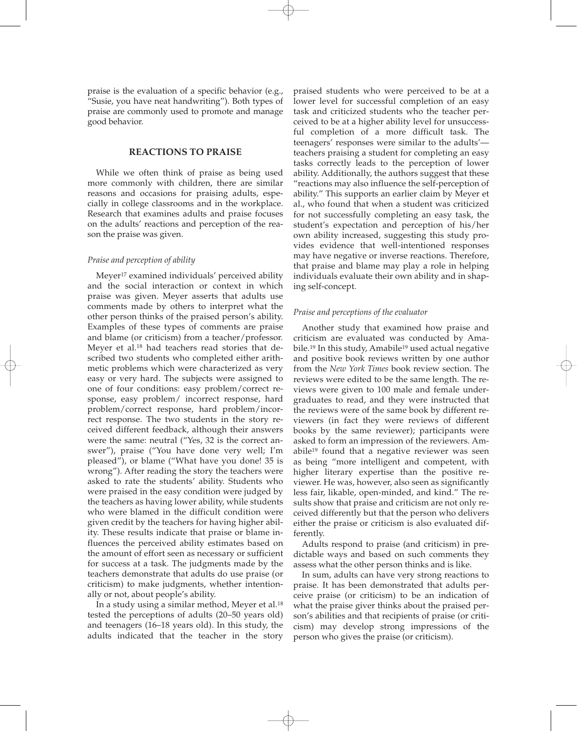praise is the evaluation of a specific behavior (e.g., "Susie, you have neat handwriting"). Both types of praise are commonly used to promote and manage good behavior.

## REACTIONS TO PRAISE

While we often think of praise as being used more commonly with children, there are similar reasons and occasions for praising adults, especially in college classrooms and in the workplace. Research that examines adults and praise focuses on the adults' reactions and perception of the reason the praise was given.

### *Praise and perception of ability*

Meyer[17] examined individuals' perceived ability and the social interaction or context in which praise was given. Meyer asserts that adults use comments made by others to interpret what the other person thinks of the praised person's ability. Examples of these types of comments are praise and blame (or criticism) from a teacher/professor. Meyer et al.[18] had teachers read stories that described two students who completed either arithmetic problems which were characterized as very easy or very hard. The subjects were assigned to one of four conditions: easy problem/correct response, easy problem/ incorrect response, hard problem/correct response, hard problem/incorrect response. The two students in the story received different feedback, although their answers were the same: neutral ("Yes, 32 is the correct answer"), praise ("You have done very well; I'm pleased"), or blame ("What have you done! 35 is wrong"). After reading the story the teachers were asked to rate the students' ability. Students who were praised in the easy condition were judged by the teachers as having lower ability, while students who were blamed in the difficult condition were given credit by the teachers for having higher ability. These results indicate that praise or blame influences the perceived ability estimates based on the amount of effort seen as necessary or sufficient for success at a task. The judgments made by the teachers demonstrate that adults do use praise (or criticism) to make judgments, whether intentionally or not, about people's ability.

In a study using a similar method, Meyer et al.[18] tested the perceptions of adults (20–50 years old) and teenagers (16–18 years old). In this study, the adults indicated that the teacher in the story praised students who were perceived to be at a lower level for successful completion of an easy task and criticized students who the teacher perceived to be at a higher ability level for unsuccessful completion of a more difficult task. The teenagers' responses were similar to the adults'—teachers praising a student for completing an easy tasks correctly leads to the perception of lower ability. Additionally, the authors suggest that these "reactions may also influence the self-perception of ability." This supports an earlier claim by Meyer et al., who found that when a student was criticized for not successfully completing an easy task, the student's expectation and perception of his/her own ability increased, suggesting this study provides evidence that well-intentioned responses may have negative or inverse reactions. Therefore, that praise and blame may play a role in helping individuals evaluate their own ability and in shaping self-concept.

### *Praise and perceptions of the evaluator*

Another study that examined how praise and criticism are evaluated was conducted by Amabile.[19] In this study, Amabile[19] used actual negative and positive book reviews written by one author from the *New York Times* book review section. The reviews were edited to be the same length. The reviews were given to 100 male and female undergraduates to read, and they were instructed that the reviews were of the same book by different reviewers (in fact they were reviews of different books by the same reviewer); participants were asked to form an impression of the reviewers. Amabile[19] found that a negative reviewer was seen as being "more intelligent and competent, with higher literary expertise than the positive reviewer. He was, however, also seen as significantly less fair, likable, open-minded, and kind." The results show that praise and criticism are not only received differently but that the person who delivers either the praise or criticism is also evaluated differently.

Adults respond to praise (and criticism) in predictable ways and based on such comments they assess what the other person thinks and is like.

In sum, adults can have very strong reactions to praise. It has been demonstrated that adults perceive praise (or criticism) to be an indication of what the praise giver thinks about the praised person's abilities and that recipients of praise (or criticism) may develop strong impressions of the person who gives the praise (or criticism).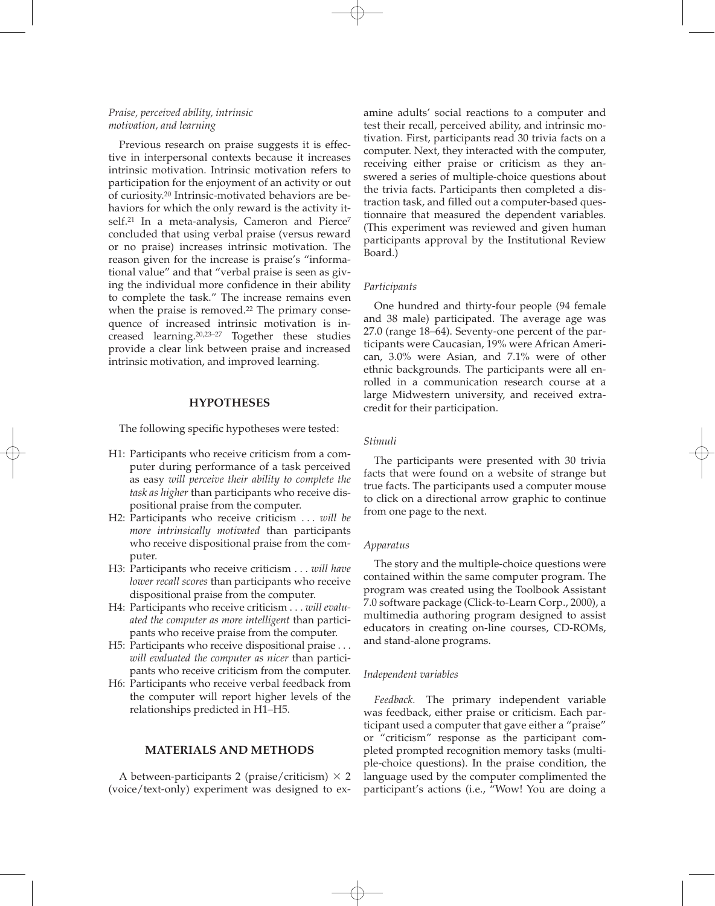*Praise, perceived ability, intrinsic motivation, and learning*

Previous research on praise suggests it is effective in interpersonal contexts because it increases intrinsic motivation. Intrinsic motivation refers to participation for the enjoyment of an activity or out of curiosity.[20] Intrinsic-motivated behaviors are behaviors for which the only reward is the activity itself.[21] In a meta-analysis, Cameron and Pierce[7] concluded that using verbal praise (versus reward or no praise) increases intrinsic motivation. The reason given for the increase is praise's "informational value" and that "verbal praise is seen as giving the individual more confidence in their ability to complete the task." The increase remains even when the praise is removed.[22] The primary consequence of increased intrinsic motivation is increased learning.[20,23–27] Together these studies provide a clear link between praise and increased intrinsic motivation, and improved learning.

## HYPOTHESES

The following specific hypotheses were tested:

- H1: Participants who receive criticism from a computer during performance of a task perceived as easy *will perceive their ability to complete the task as higher* than participants who receive dispositional praise from the computer.
- H2: Participants who receive criticism . . . *will be more intrinsically motivated* than participants who receive dispositional praise from the computer.
- H3: Participants who receive criticism . . . *will have lower recall scores* than participants who receive dispositional praise from the computer.
- H4: Participants who receive criticism . . . *will evaluated the computer as more intelligent* than participants who receive praise from the computer.
- H5: Participants who receive dispositional praise . . . *will evaluated the computer as nicer* than participants who receive criticism from the computer.
- H6: Participants who receive verbal feedback from the computer will report higher levels of the relationships predicted in H1–H5.

## MATERIALS AND METHODS

A between-participants 2 (praise/criticism) $\times$ 2 (voice/text-only) experiment was designed to examine adults' social reactions to a computer and test their recall, perceived ability, and intrinsic motivation. First, participants read 30 trivia facts on a computer. Next, they interacted with the computer, receiving either praise or criticism as they answered a series of multiple-choice questions about the trivia facts. Participants then completed a distraction task, and filled out a computer-based questionnaire that measured the dependent variables. (This experiment was reviewed and given human participants approval by the Institutional Review Board.)

### *Participants*

One hundred and thirty-four people (94 female and 38 male) participated. The average age was 27.0 (range 18–64). Seventy-one percent of the participants were Caucasian, 19% were African American, 3.0% were Asian, and 7.1% were of other ethnic backgrounds. The participants were all enrolled in a communication research course at a large Midwestern university, and received extra-credit for their participation.

### *Stimuli*

The participants were presented with 30 trivia facts that were found on a website of strange but true facts. The participants used a computer mouse to click on a directional arrow graphic to continue from one page to the next.

### *Apparatus*

The story and the multiple-choice questions were contained within the same computer program. The program was created using the Toolbook Assistant 7.0 software package (Click-to-Learn Corp., 2000), a multimedia authoring program designed to assist educators in creating on-line courses, CD-ROMs, and stand-alone programs.

### *Independent variables*

*Feedback.* The primary independent variable was feedback, either praise or criticism. Each participant used a computer that gave either a "praise" or "criticism" response as the participant completed prompted recognition memory tasks (multiple-choice questions). In the praise condition, the language used by the computer complimented the participant's actions (i.e., "Wow! You are doing a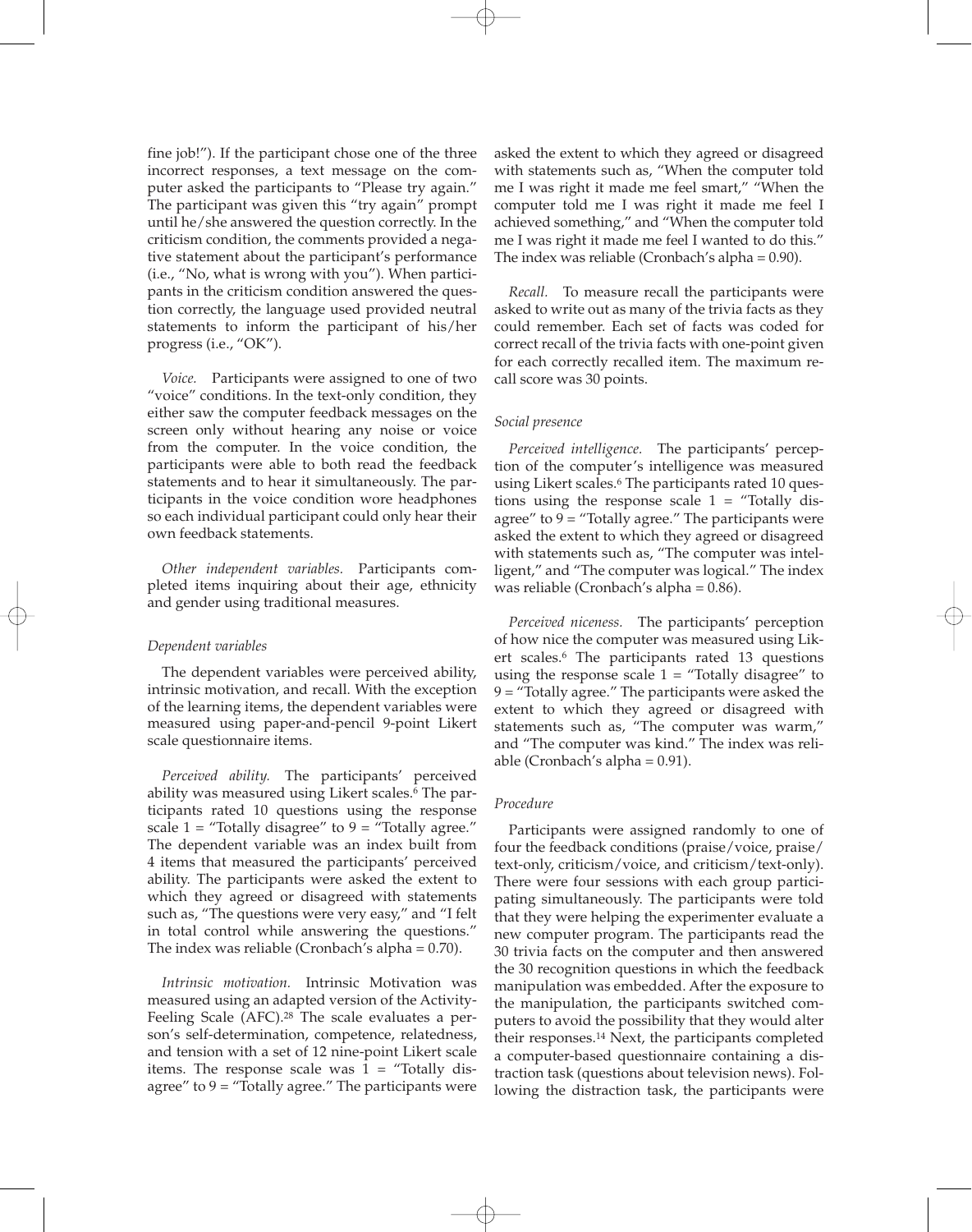fine job!"). If the participant chose one of the three incorrect responses, a text message on the computer asked the participants to "Please try again." The participant was given this "try again" prompt until he/she answered the question correctly. In the criticism condition, the comments provided a negative statement about the participant's performance (i.e., "No, what is wrong with you"). When participants in the criticism condition answered the question correctly, the language used provided neutral statements to inform the participant of his/her progress (i.e., "OK").

*Voice.* Participants were assigned to one of two "voice" conditions. In the text-only condition, they either saw the computer feedback messages on the screen only without hearing any noise or voice from the computer. In the voice condition, the participants were able to both read the feedback statements and to hear it simultaneously. The participants in the voice condition wore headphones so each individual participant could only hear their own feedback statements.

*Other independent variables.* Participants completed items inquiring about their age, ethnicity and gender using traditional measures.

*Dependent variables*

The dependent variables were perceived ability, intrinsic motivation, and recall. With the exception of the learning items, the dependent variables were measured using paper-and-pencil 9-point Likert scale questionnaire items.

*Perceived ability.* The participants' perceived ability was measured using Likert scales.[6] The participants rated 10 questions using the response scale 1 = "Totally disagree" to 9 = "Totally agree." The dependent variable was an index built from 4 items that measured the participants' perceived ability. The participants were asked the extent to which they agreed or disagreed with statements such as, "The questions were very easy," and "I felt in total control while answering the questions." The index was reliable (Cronbach's alpha = 0.70).

*Intrinsic motivation.* Intrinsic Motivation was measured using an adapted version of the Activity-Feeling Scale (AFC).[28] The scale evaluates a person's self-determination, competence, relatedness, and tension with a set of 12 nine-point Likert scale items. The response scale was 1 = "Totally disagree" to 9 = "Totally agree." The participants were asked the extent to which they agreed or disagreed with statements such as, "When the computer told me I was right it made me feel smart," "When the computer told me I was right it made me feel I achieved something," and "When the computer told me I was right it made me feel I wanted to do this." The index was reliable (Cronbach's alpha = 0.90).

*Recall.* To measure recall the participants were asked to write out as many of the trivia facts as they could remember. Each set of facts was coded for correct recall of the trivia facts with one-point given for each correctly recalled item. The maximum recall score was 30 points.

*Social presence*

*Perceived intelligence.* The participants' perception of the computer's intelligence was measured using Likert scales.[6] The participants rated 10 questions using the response scale 1 = "Totally disagree" to 9 = "Totally agree." The participants were asked the extent to which they agreed or disagreed with statements such as, "The computer was intelligent," and "The computer was logical." The index was reliable (Cronbach's alpha = 0.86).

*Perceived niceness.* The participants' perception of how nice the computer was measured using Likert scales.[6] The participants rated 13 questions using the response scale 1 = "Totally disagree" to 9 = "Totally agree." The participants were asked the extent to which they agreed or disagreed with statements such as, "The computer was warm," and "The computer was kind." The index was reliable (Cronbach's alpha = 0.91).

*Procedure*

Participants were assigned randomly to one of four the feedback conditions (praise/voice, praise/text-only, criticism/voice, and criticism/text-only). There were four sessions with each group participating simultaneously. The participants were told that they were helping the experimenter evaluate a new computer program. The participants read the 30 trivia facts on the computer and then answered the 30 recognition questions in which the feedback manipulation was embedded. After the exposure to the manipulation, the participants switched computers to avoid the possibility that they would alter their responses.[14] Next, the participants completed a computer-based questionnaire containing a distraction task (questions about television news). Following the distraction task, the participants were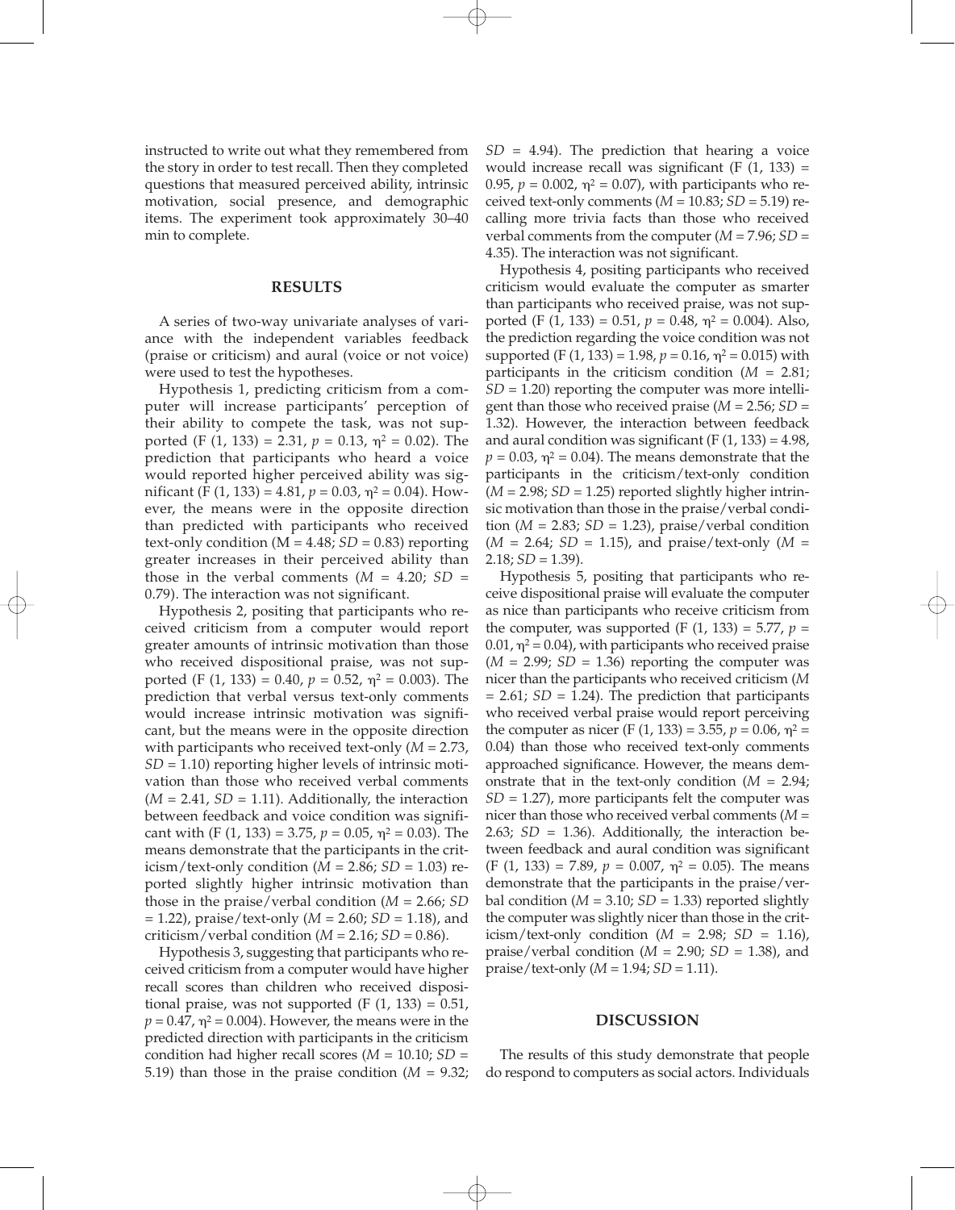instructed to write out what they remembered from the story in order to test recall. Then they completed questions that measured perceived ability, intrinsic motivation, social presence, and demographic items. The experiment took approximately 30–40 min to complete.

## RESULTS

A series of two-way univariate analyses of variance with the independent variables feedback (praise or criticism) and aural (voice or not voice) were used to test the hypotheses.

Hypothesis 1, predicting criticism from a computer will increase participants' perception of their ability to compete the task, was not supported ($F(1, 133) = 2.31$, $p = 0.13$, $\eta^2 = 0.02$). The prediction that participants who heard a voice would reported higher perceived ability was significant ($F(1, 133) = 4.81$, $p = 0.03$, $\eta^2 = 0.04$). However, the means were in the opposite direction than predicted with participants who received text-only condition ($M = 4.48$; $SD = 0.83$) reporting greater increases in their perceived ability than those in the verbal comments ($M = 4.20$; $SD = 0.79$). The interaction was not significant.

Hypothesis 2, positing that participants who received criticism from a computer would report greater amounts of intrinsic motivation than those who received dispositional praise, was not supported ($F(1, 133) = 0.40$, $p = 0.52$, $\eta^2 = 0.003$). The prediction that verbal versus text-only comments would increase intrinsic motivation was significant, but the means were in the opposite direction with participants who received text-only ($M = 2.73$, $SD = 1.10$) reporting higher levels of intrinsic motivation than those who received verbal comments ($M = 2.41$, $SD = 1.11$). Additionally, the interaction between feedback and voice condition was significant with ($F(1, 133) = 3.75$, $p = 0.05$, $\eta^2 = 0.03$). The means demonstrate that the participants in the criticism/text-only condition ($M = 2.86$; $SD = 1.03$) reported slightly higher intrinsic motivation than those in the praise/verbal condition ($M = 2.66$; $SD = 1.22$), praise/text-only ($M = 2.60$; $SD = 1.18$), and criticism/verbal condition ($M = 2.16$; $SD = 0.86$).

Hypothesis 3, suggesting that participants who received criticism from a computer would have higher recall scores than children who received dispositional praise, was not supported ($F(1, 133) = 0.51$, $p = 0.47$, $\eta^2 = 0.004$). However, the means were in the predicted direction with participants in the criticism condition had higher recall scores ($M = 10.10$; $SD = 5.19$) than those in the praise condition ($M = 9.32$; $SD = 4.94$). The prediction that hearing a voice would increase recall was significant ($F(1, 133) = 0.95$, $p = 0.002$, $\eta^2 = 0.07$), with participants who received text-only comments ($M = 10.83$; $SD = 5.19$) recalling more trivia facts than those who received verbal comments from the computer ($M = 7.96$; $SD = 4.35$). The interaction was not significant.

Hypothesis 4, positing participants who received criticism would evaluate the computer as smarter than participants who received praise, was not supported ($F(1, 133) = 0.51$, $p = 0.48$, $\eta^2 = 0.004$). Also, the prediction regarding the voice condition was not supported ($F(1, 133) = 1.98$, $p = 0.16$, $\eta^2 = 0.015$) with participants in the criticism condition ($M = 2.81$; $SD = 1.20$) reporting the computer was more intelligent than those who received praise ($M = 2.56$; $SD = 1.32$). However, the interaction between feedback and aural condition was significant ($F(1, 133) = 4.98$, $p = 0.03$, $\eta^2 = 0.04$). The means demonstrate that the participants in the criticism/text-only condition ($M = 2.98$; $SD = 1.25$) reported slightly higher intrinsic motivation than those in the praise/verbal condition ($M = 2.83$; $SD = 1.23$), praise/verbal condition ($M = 2.64$; $SD = 1.15$), and praise/text-only ($M = 2.18$; $SD = 1.39$).

Hypothesis 5, positing that participants who receive dispositional praise will evaluate the computer as nice than participants who receive criticism from the computer, was supported ($F(1, 133) = 5.77$, $p = 0.01$, $\eta^2 = 0.04$), with participants who received praise ($M = 2.99$; $SD = 1.36$) reporting the computer was nicer than the participants who received criticism ($M = 2.61$; $SD = 1.24$). The prediction that participants who received verbal praise would report perceiving the computer as nicer ($F(1, 133) = 3.55$, $p = 0.06$, $\eta^2 = 0.04$) than those who received text-only comments approached significance. However, the means demonstrate that in the text-only condition ($M = 2.94$; $SD = 1.27$), more participants felt the computer was nicer than those who received verbal comments ($M = 2.63$; $SD = 1.36$). Additionally, the interaction between feedback and aural condition was significant ($F(1, 133) = 7.89$, $p = 0.007$, $\eta^2 = 0.05$). The means demonstrate that the participants in the praise/verbal condition ($M = 3.10$; $SD = 1.33$) reported slightly the computer was slightly nicer than those in the criticism/text-only condition ($M = 2.98$; $SD = 1.16$), praise/verbal condition ($M = 2.90$; $SD = 1.38$), and praise/text-only ($M = 1.94$; $SD = 1.11$).

## DISCUSSION

The results of this study demonstrate that people do respond to computers as social actors. Individuals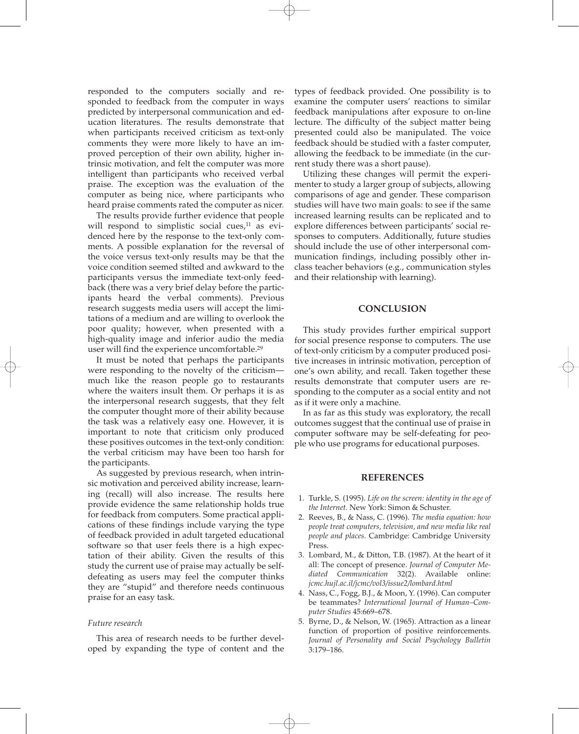responded to the computers socially and responded to feedback from the computer in ways predicted by interpersonal communication and education literatures. The results demonstrate that when participants received criticism as text-only comments they were more likely to have an improved perception of their own ability, higher intrinsic motivation, and felt the computer was more intelligent than participants who received verbal praise. The exception was the evaluation of the computer as being nice, where participants who heard praise comments rated the computer as nicer.

The results provide further evidence that people will respond to simplistic social cues,[11] as evidenced here by the response to the text-only comments. A possible explanation for the reversal of the voice versus text-only results may be that the voice condition seemed stilted and awkward to the participants versus the immediate text-only feedback (there was a very brief delay before the participants heard the verbal comments). Previous research suggests media users will accept the limitations of a medium and are willing to overlook the poor quality; however, when presented with a high-quality image and inferior audio the media user will find the experience uncomfortable.[29]

It must be noted that perhaps the participants were responding to the novelty of the criticism—much like the reason people go to restaurants where the waiters insult them. Or perhaps it is as the interpersonal research suggests, that they felt the computer thought more of their ability because the task was a relatively easy one. However, it is important to note that criticism only produced these positives outcomes in the text-only condition: the verbal criticism may have been too harsh for the participants.

As suggested by previous research, when intrinsic motivation and perceived ability increase, learning (recall) will also increase. The results here provide evidence the same relationship holds true for feedback from computers. Some practical applications of these findings include varying the type of feedback provided in adult targeted educational software so that user feels there is a high expectation of their ability. Given the results of this study the current use of praise may actually be self-defeating as users may feel the computer thinks they are "stupid" and therefore needs continuous praise for an easy task.

### *Future research*

This area of research needs to be further developed by expanding the type of content and the types of feedback provided. One possibility is to examine the computer users' reactions to similar feedback manipulations after exposure to on-line lecture. The difficulty of the subject matter being presented could also be manipulated. The voice feedback should be studied with a faster computer, allowing the feedback to be immediate (in the current study there was a short pause).

Utilizing these changes will permit the experimenter to study a larger group of subjects, allowing comparisons of age and gender. These comparison studies will have two main goals: to see if the same increased learning results can be replicated and to explore differences between participants' social responses to computers. Additionally, future studies should include the use of other interpersonal communication findings, including possibly other in-class teacher behaviors (e.g., communication styles and their relationship with learning).

## CONCLUSION

This study provides further empirical support for social presence response to computers. The use of text-only criticism by a computer produced positive increases in intrinsic motivation, perception of one's own ability, and recall. Taken together these results demonstrate that computer users are responding to the computer as a social entity and not as if it were only a machine.

In as far as this study was exploratory, the recall outcomes suggest that the continual use of praise in computer software may be self-defeating for people who use programs for educational purposes.

## REFERENCES

1. Turkle, S. (1995). *Life on the screen: identity in the age of the Internet.* New York: Simon & Schuster.
2. Reeves, B., & Nass, C. (1996). *The media equation: how people treat computers, television, and new media like real people and places.* Cambridge: Cambridge University Press.
3. Lombard, M., & Ditton, T.B. (1987). At the heart of it all: The concept of presence. *Journal of Computer Mediated Communication* 32(2). Available online: *jcmc.hujl.ac.il/jcmc/vol3/issue2/lombard.html*
4. Nass, C., Fogg, B.J., & Moon, Y. (1996). Can computer be teammates? *International Journal of Human–Computer Studies* 45:669–678.
5. Byrne, D., & Nelson, W. (1965). Attraction as a linear function of proportion of positive reinforcements. *Journal of Personality and Social Psychology Bulletin* 3:179–186.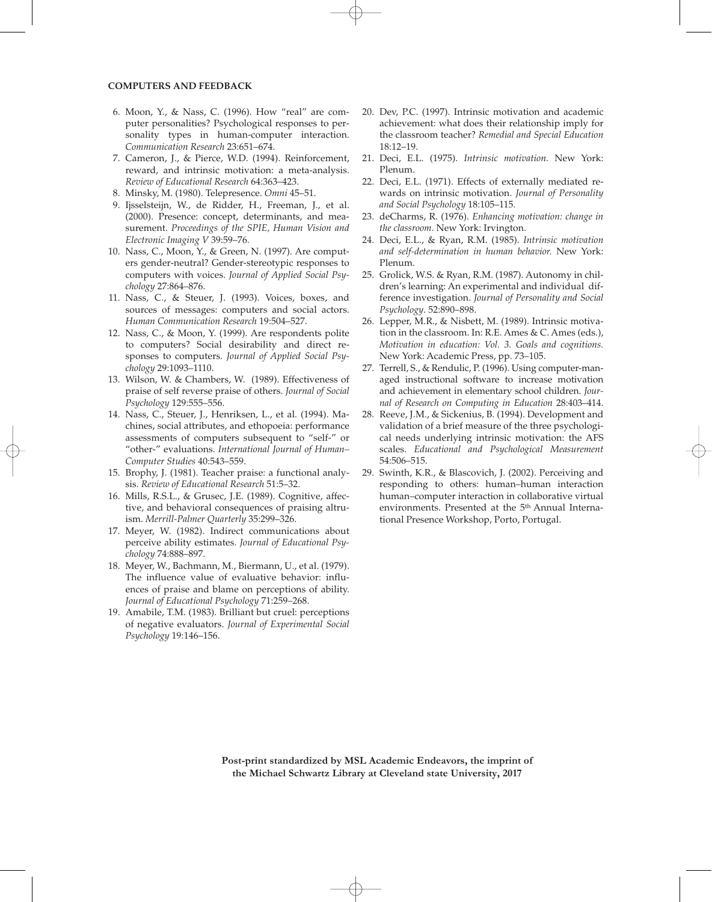6. Moon, Y., & Nass, C. (1996). How "real" are computer personalities? Psychological responses to personality types in human-computer interaction. *Communication Research* 23:651–674.
7. Cameron, J., & Pierce, W.D. (1994). Reinforcement, reward, and intrinsic motivation: a meta-analysis. *Review of Educational Research* 64:363–423.
8. Minsky, M. (1980). Telepresence. *Omni* 45–51.
9. Ijsselsteijn, W., de Ridder, H., Freeman, J., et al. (2000). Presence: concept, determinants, and measurement. *Proceedings of the SPIE, Human Vision and Electronic Imaging V* 39:59–76.
10. Nass, C., Moon, Y., & Green, N. (1997). Are computers gender-neutral? Gender-stereotypic responses to computers with voices. *Journal of Applied Social Psychology* 27:864–876.
11. Nass, C., & Steuer, J. (1993). Voices, boxes, and sources of messages: computers and social actors. *Human Communication Research* 19:504–527.
12. Nass, C., & Moon, Y. (1999). Are respondents polite to computers? Social desirability and direct responses to computers. *Journal of Applied Social Psychology* 29:1093–1110.
13. Wilson, W. & Chambers, W. (1989). Effectiveness of praise of self reverse praise of others. *Journal of Social Psychology* 129:555–556.
14. Nass, C., Steuer, J., Henriksen, L., et al. (1994). Machines, social attributes, and ethopoeia: performance assessments of computers subsequent to "self-" or "other-" evaluations. *International Journal of Human–Computer Studies* 40:543–559.
15. Brophy, J. (1981). Teacher praise: a functional analysis. *Review of Educational Research* 51:5–32.
16. Mills, R.S.L., & Grusec, J.E. (1989). Cognitive, affective, and behavioral consequences of praising altruism. *Merrill-Palmer Quarterly* 35:299–326.
17. Meyer, W. (1982). Indirect communications about perceive ability estimates. *Journal of Educational Psychology* 74:888–897.
18. Meyer, W., Bachmann, M., Biermann, U., et al. (1979). The influence value of evaluative behavior: influences of praise and blame on perceptions of ability. *Journal of Educational Psychology* 71:259–268.
19. Amabile, T.M. (1983). Brilliant but cruel: perceptions of negative evaluators. *Journal of Experimental Social Psychology* 19:146–156.
20. Dev, P.C. (1997). Intrinsic motivation and academic achievement: what does their relationship imply for the classroom teacher? *Remedial and Special Education* 18:12–19.
21. Deci, E.L. (1975). *Intrinsic motivation.* New York: Plenum.
22. Deci, E.L. (1971). Effects of externally mediated rewards on intrinsic motivation. *Journal of Personality and Social Psychology* 18:105–115.
23. deCharms, R. (1976). *Enhancing motivation: change in the classroom.* New York: Irvington.
24. Deci, E.L., & Ryan, R.M. (1985). *Intrinsic motivation and self-determination in human behavior.* New York: Plenum.
25. Grolick, W.S. & Ryan, R.M. (1987). Autonomy in children's learning: An experimental and individual difference investigation. *Journal of Personality and Social Psychology*. 52:890–898.
26. Lepper, M.R., & Nisbett, M. (1989). Intrinsic motivation in the classroom. In: R.E. Ames & C. Ames (eds.), *Motivation in education: Vol. 3. Goals and cognitions.* New York: Academic Press, pp. 73–105.
27. Terrell, S., & Rendulic, P. (1996). Using computer-managed instructional software to increase motivation and achievement in elementary school children. *Journal of Research on Computing in Education* 28:403–414.
28. Reeve, J.M., & Sickenius, B. (1994). Development and validation of a brief measure of the three psychological needs underlying intrinsic motivation: the AFS scales. *Educational and Psychological Measurement* 54:506–515.
29. Swinth, K.R., & Blascovich, J. (2002). Perceiving and responding to others: human–human interaction human–computer interaction in collaborative virtual environments. Presented at the 5th Annual International Presence Workshop, Porto, Portugal.

**Post-print standardized by MSL Academic Endeavors, the imprint of the Michael Schwartz Library at Cleveland state University, 2017**